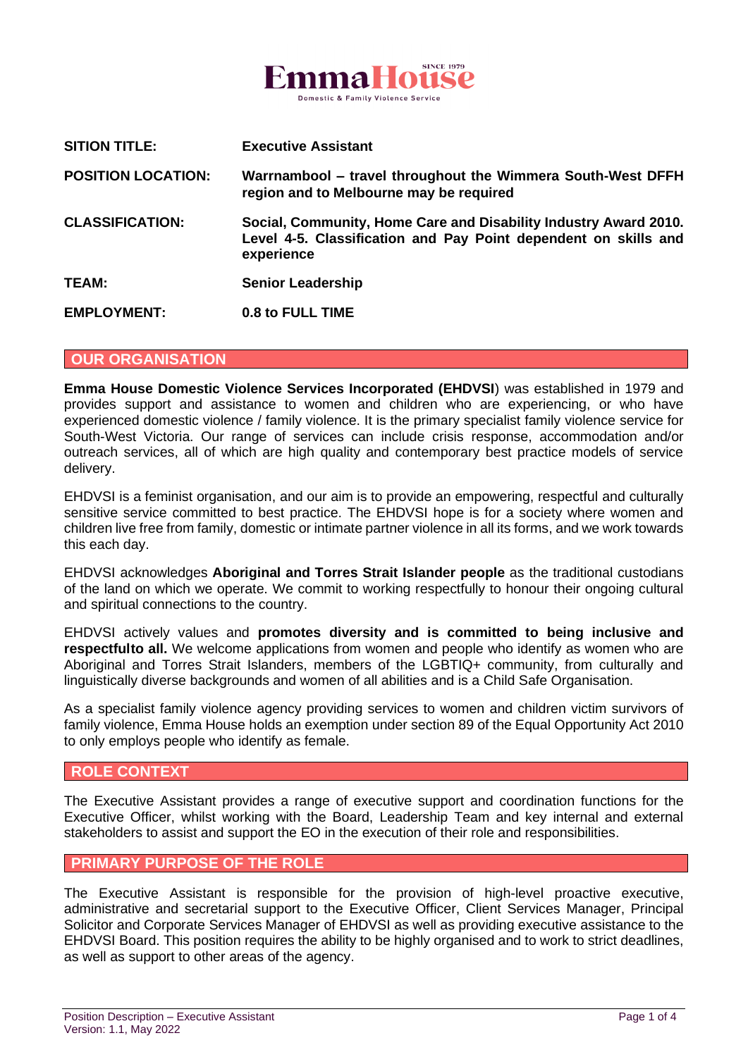EmmaHouse SINCE 1979 Domestic & Family Violence Service

| | |
|---|---|
| **SITION TITLE:** | **Executive Assistant** |
| **POSITION LOCATION:** | **Warrnambool – travel throughout the Wimmera South-West DFFH region and to Melbourne may be required** |
| **CLASSIFICATION:** | **Social, Community, Home Care and Disability Industry Award 2010. Level 4-5. Classification and Pay Point dependent on skills and experience** |
| **TEAM:** | **Senior Leadership** |
| **EMPLOYMENT:** | **0.8 to FULL TIME** |

## OUR ORGANISATION

**Emma House Domestic Violence Services Incorporated (EHDVSI**) was established in 1979 and provides support and assistance to women and children who are experiencing, or who have experienced domestic violence / family violence. It is the primary specialist family violence service for South-West Victoria. Our range of services can include crisis response, accommodation and/or outreach services, all of which are high quality and contemporary best practice models of service delivery.

EHDVSI is a feminist organisation, and our aim is to provide an empowering, respectful and culturally sensitive service committed to best practice. The EHDVSI hope is for a society where women and children live free from family, domestic or intimate partner violence in all its forms, and we work towards this each day.

EHDVSI acknowledges **Aboriginal and Torres Strait Islander people** as the traditional custodians of the land on which we operate. We commit to working respectfully to honour their ongoing cultural and spiritual connections to the country.

EHDVSI actively values and **promotes diversity and is committed to being inclusive and respectfulto all.** We welcome applications from women and people who identify as women who are Aboriginal and Torres Strait Islanders, members of the LGBTIQ+ community, from culturally and linguistically diverse backgrounds and women of all abilities and is a Child Safe Organisation.

As a specialist family violence agency providing services to women and children victim survivors of family violence, Emma House holds an exemption under section 89 of the Equal Opportunity Act 2010 to only employs people who identify as female.

## ROLE CONTEXT

The Executive Assistant provides a range of executive support and coordination functions for the Executive Officer, whilst working with the Board, Leadership Team and key internal and external stakeholders to assist and support the EO in the execution of their role and responsibilities.

## PRIMARY PURPOSE OF THE ROLE

The Executive Assistant is responsible for the provision of high-level proactive executive, administrative and secretarial support to the Executive Officer, Client Services Manager, Principal Solicitor and Corporate Services Manager of EHDVSI as well as providing executive assistance to the EHDVSI Board. This position requires the ability to be highly organised and to work to strict deadlines, as well as support to other areas of the agency.

Position Description – Executive Assistant
Version: 1.1, May 2022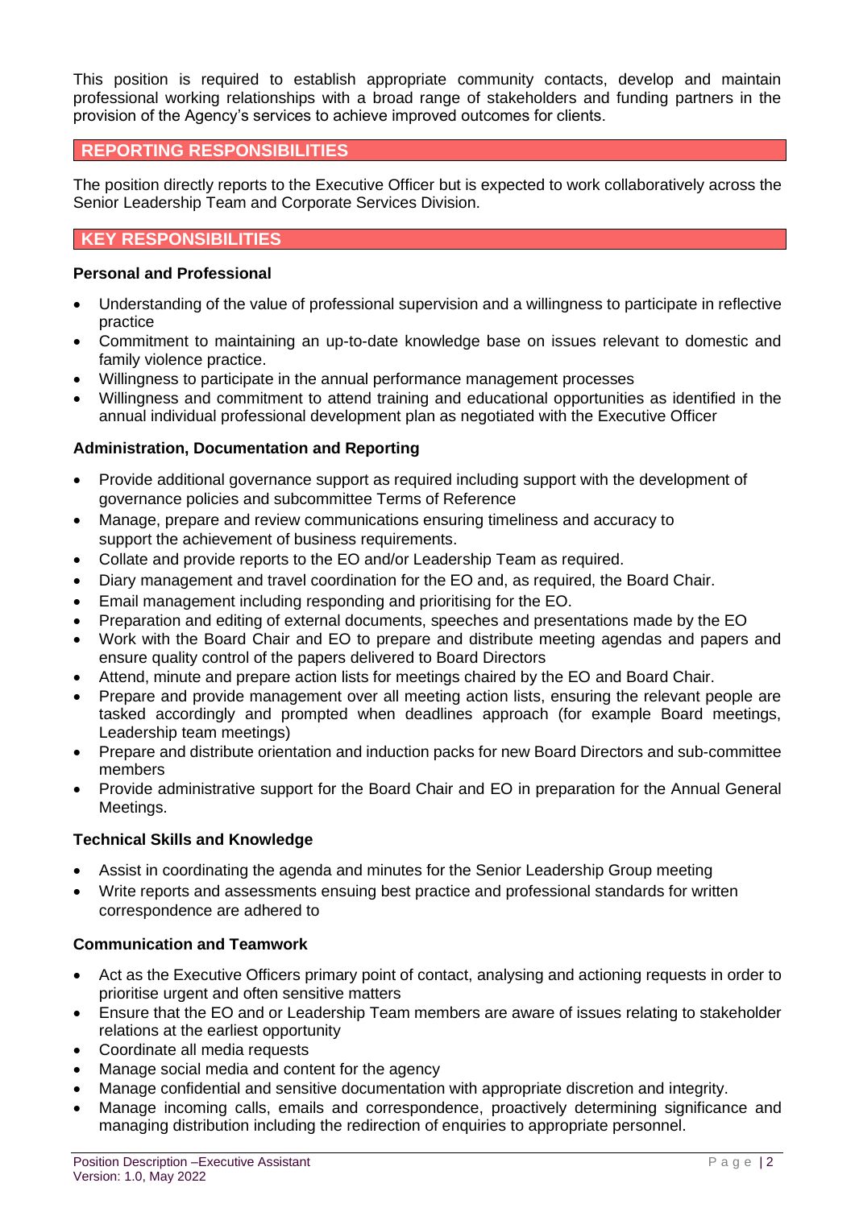This position is required to establish appropriate community contacts, develop and maintain professional working relationships with a broad range of stakeholders and funding partners in the provision of the Agency's services to achieve improved outcomes for clients.

## REPORTING RESPONSIBILITIES

The position directly reports to the Executive Officer but is expected to work collaboratively across the Senior Leadership Team and Corporate Services Division.

## KEY RESPONSIBILITIES

**Personal and Professional**

- Understanding of the value of professional supervision and a willingness to participate in reflective practice
- Commitment to maintaining an up-to-date knowledge base on issues relevant to domestic and family violence practice.
- Willingness to participate in the annual performance management processes
- Willingness and commitment to attend training and educational opportunities as identified in the annual individual professional development plan as negotiated with the Executive Officer

**Administration, Documentation and Reporting**

- Provide additional governance support as required including support with the development of governance policies and subcommittee Terms of Reference
- Manage, prepare and review communications ensuring timeliness and accuracy to support the achievement of business requirements.
- Collate and provide reports to the EO and/or Leadership Team as required.
- Diary management and travel coordination for the EO and, as required, the Board Chair.
- Email management including responding and prioritising for the EO.
- Preparation and editing of external documents, speeches and presentations made by the EO
- Work with the Board Chair and EO to prepare and distribute meeting agendas and papers and ensure quality control of the papers delivered to Board Directors
- Attend, minute and prepare action lists for meetings chaired by the EO and Board Chair.
- Prepare and provide management over all meeting action lists, ensuring the relevant people are tasked accordingly and prompted when deadlines approach (for example Board meetings, Leadership team meetings)
- Prepare and distribute orientation and induction packs for new Board Directors and sub-committee members
- Provide administrative support for the Board Chair and EO in preparation for the Annual General Meetings.

**Technical Skills and Knowledge**

- Assist in coordinating the agenda and minutes for the Senior Leadership Group meeting
- Write reports and assessments ensuing best practice and professional standards for written correspondence are adhered to

**Communication and Teamwork**

- Act as the Executive Officers primary point of contact, analysing and actioning requests in order to prioritise urgent and often sensitive matters
- Ensure that the EO and or Leadership Team members are aware of issues relating to stakeholder relations at the earliest opportunity
- Coordinate all media requests
- Manage social media and content for the agency
- Manage confidential and sensitive documentation with appropriate discretion and integrity.
- Manage incoming calls, emails and correspondence, proactively determining significance and managing distribution including the redirection of enquiries to appropriate personnel.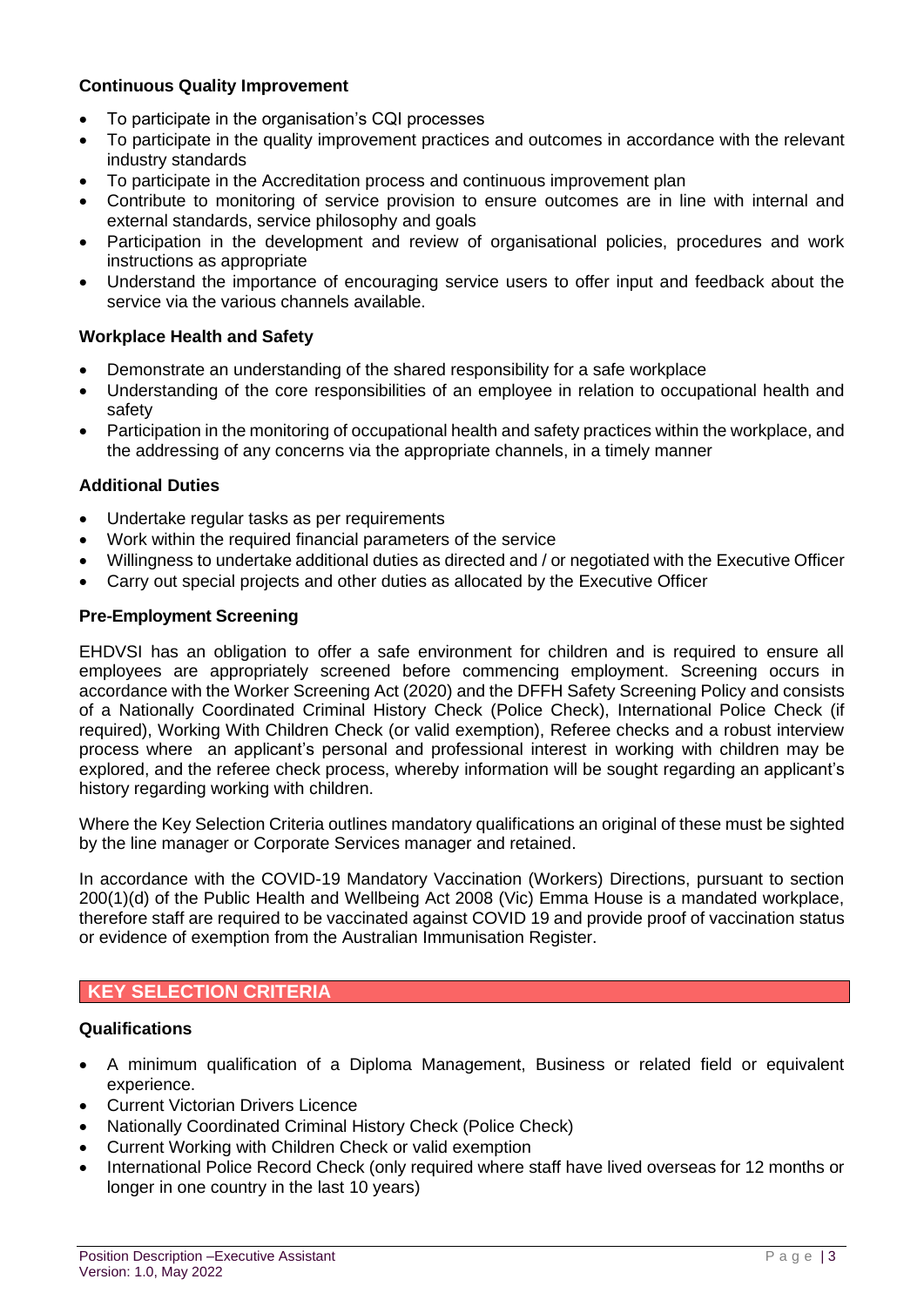**Continuous Quality Improvement**

- To participate in the organisation's CQI processes
- To participate in the quality improvement practices and outcomes in accordance with the relevant industry standards
- To participate in the Accreditation process and continuous improvement plan
- Contribute to monitoring of service provision to ensure outcomes are in line with internal and external standards, service philosophy and goals
- Participation in the development and review of organisational policies, procedures and work instructions as appropriate
- Understand the importance of encouraging service users to offer input and feedback about the service via the various channels available.

**Workplace Health and Safety**

- Demonstrate an understanding of the shared responsibility for a safe workplace
- Understanding of the core responsibilities of an employee in relation to occupational health and safety
- Participation in the monitoring of occupational health and safety practices within the workplace, and the addressing of any concerns via the appropriate channels, in a timely manner

**Additional Duties**

- Undertake regular tasks as per requirements
- Work within the required financial parameters of the service
- Willingness to undertake additional duties as directed and / or negotiated with the Executive Officer
- Carry out special projects and other duties as allocated by the Executive Officer

**Pre-Employment Screening**

EHDVSI has an obligation to offer a safe environment for children and is required to ensure all employees are appropriately screened before commencing employment. Screening occurs in accordance with the Worker Screening Act (2020) and the DFFH Safety Screening Policy and consists of a Nationally Coordinated Criminal History Check (Police Check), International Police Check (if required), Working With Children Check (or valid exemption), Referee checks and a robust interview process where an applicant's personal and professional interest in working with children may be explored, and the referee check process, whereby information will be sought regarding an applicant's history regarding working with children.

Where the Key Selection Criteria outlines mandatory qualifications an original of these must be sighted by the line manager or Corporate Services manager and retained.

In accordance with the COVID-19 Mandatory Vaccination (Workers) Directions, pursuant to section 200(1)(d) of the Public Health and Wellbeing Act 2008 (Vic) Emma House is a mandated workplace, therefore staff are required to be vaccinated against COVID 19 and provide proof of vaccination status or evidence of exemption from the Australian Immunisation Register.

## KEY SELECTION CRITERIA

**Qualifications**

- A minimum qualification of a Diploma Management, Business or related field or equivalent experience.
- Current Victorian Drivers Licence
- Nationally Coordinated Criminal History Check (Police Check)
- Current Working with Children Check or valid exemption
- International Police Record Check (only required where staff have lived overseas for 12 months or longer in one country in the last 10 years)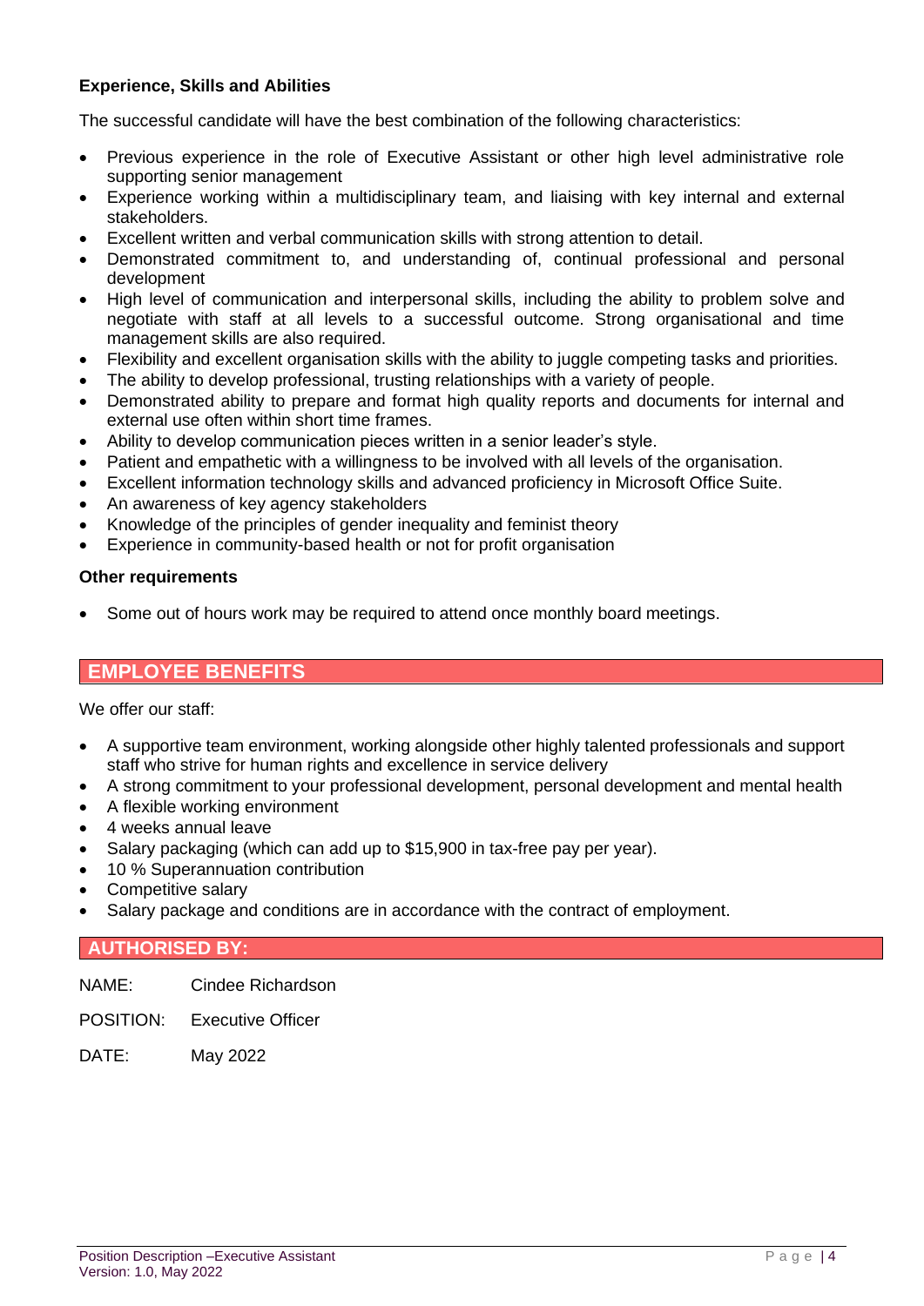**Experience, Skills and Abilities**

The successful candidate will have the best combination of the following characteristics:

- Previous experience in the role of Executive Assistant or other high level administrative role supporting senior management
- Experience working within a multidisciplinary team, and liaising with key internal and external stakeholders.
- Excellent written and verbal communication skills with strong attention to detail.
- Demonstrated commitment to, and understanding of, continual professional and personal development
- High level of communication and interpersonal skills, including the ability to problem solve and negotiate with staff at all levels to a successful outcome. Strong organisational and time management skills are also required.
- Flexibility and excellent organisation skills with the ability to juggle competing tasks and priorities.
- The ability to develop professional, trusting relationships with a variety of people.
- Demonstrated ability to prepare and format high quality reports and documents for internal and external use often within short time frames.
- Ability to develop communication pieces written in a senior leader's style.
- Patient and empathetic with a willingness to be involved with all levels of the organisation.
- Excellent information technology skills and advanced proficiency in Microsoft Office Suite.
- An awareness of key agency stakeholders
- Knowledge of the principles of gender inequality and feminist theory
- Experience in community-based health or not for profit organisation

**Other requirements**

- Some out of hours work may be required to attend once monthly board meetings.

## EMPLOYEE BENEFITS

We offer our staff:

- A supportive team environment, working alongside other highly talented professionals and support staff who strive for human rights and excellence in service delivery
- A strong commitment to your professional development, personal development and mental health
- A flexible working environment
- 4 weeks annual leave
- Salary packaging (which can add up to $15,900 in tax-free pay per year).
- 10 % Superannuation contribution
- Competitive salary
- Salary package and conditions are in accordance with the contract of employment.

## AUTHORISED BY:

NAME: Cindee Richardson

POSITION: Executive Officer

DATE: May 2022